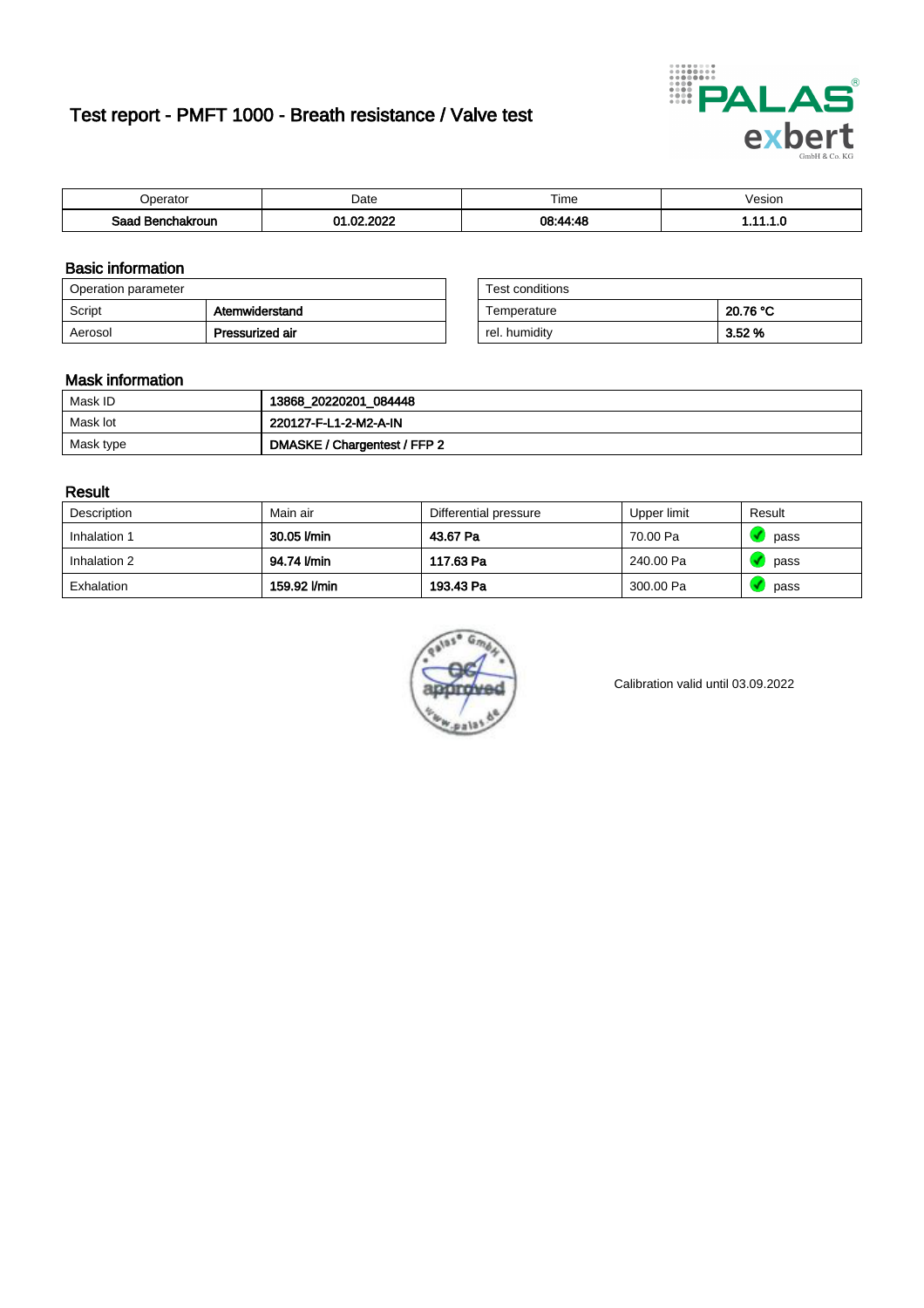# Test report - PMFT 1000 - Breath resistance / Valve test

| Operator | Date | Time | Vesion |
|---|---|---|---|
| **Saad Benchakroun** | **01.02.2022** | **08:44:48** | **1.11.1.0** |

## Basic information

| Operation parameter | |
|---|---|
| Script | **Atemwiderstand** |
| Aerosol | **Pressurized air** |

| Test conditions | |
|---|---|
| Temperature | **20.76 °C** |
| rel. humidity | **3.52 %** |

## Mask information

| | |
|---|---|
| Mask ID | **13868_20220201_084448** |
| Mask lot | **220127-F-L1-2-M2-A-IN** |
| Mask type | **DMASKE / Chargentest / FFP 2** |

## Result

| Description | Main air | Differential pressure | Upper limit | Result |
|---|---|---|---|---|
| Inhalation 1 | **30.05 l/min** | **43.67 Pa** | 70.00 Pa | pass |
| Inhalation 2 | **94.74 l/min** | **117.63 Pa** | 240.00 Pa | pass |
| Exhalation | **159.92 l/min** | **193.43 Pa** | 300.00 Pa | pass |

Calibration valid until 03.09.2022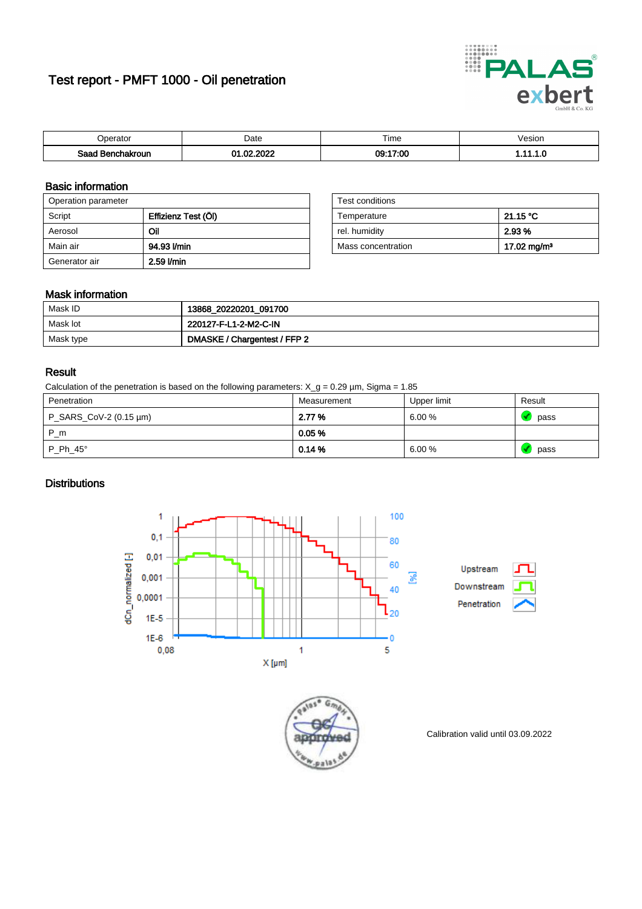# Test report - PMFT 1000 - Oil penetration

PALAS exbert GmbH & Co. KG

| Operator | Date | Time | Vesion |
|---|---|---|---|
| **Saad Benchakroun** | **01.02.2022** | **09:17:00** | **1.11.1.0** |

## Basic information

| Operation parameter | |
|---|---|
| Script | **Effizienz Test (Öl)** |
| Aerosol | **Oil** |
| Main air | **94.93 l/min** |
| Generator air | **2.59 l/min** |

| Test conditions | |
|---|---|
| Temperature | **21.15 °C** |
| rel. humidity | **2.93 %** |
| Mass concentration | **17.02 mg/m³** |

## Mask information

| | |
|---|---|
| Mask ID | **13868_20220201_091700** |
| Mask lot | **220127-F-L1-2-M2-C-IN** |
| Mask type | **DMASKE / Chargentest / FFP 2** |

## Result

Calculation of the penetration is based on the following parameters: X_g = 0.29 µm, Sigma = 1.85

| Penetration | Measurement | Upper limit | Result |
|---|---|---|---|
| P_SARS_CoV-2 (0.15 µm) | **2.77 %** | 6.00 % | pass |
| P_m | **0.05 %** | | |
| P_Ph_45° | **0.14 %** | 6.00 % | pass |

## Distributions

dCn_normalized [-]
1
0,1
0,01
0,001
0,0001
1E-5
1E-6
0,08
1
5
X [µm]
[%]
100
80
60
40
20
0
Upstream
Downstream
Penetration

Palas® GmbH
QC approved
www.palas.de

Calibration valid until 03.09.2022